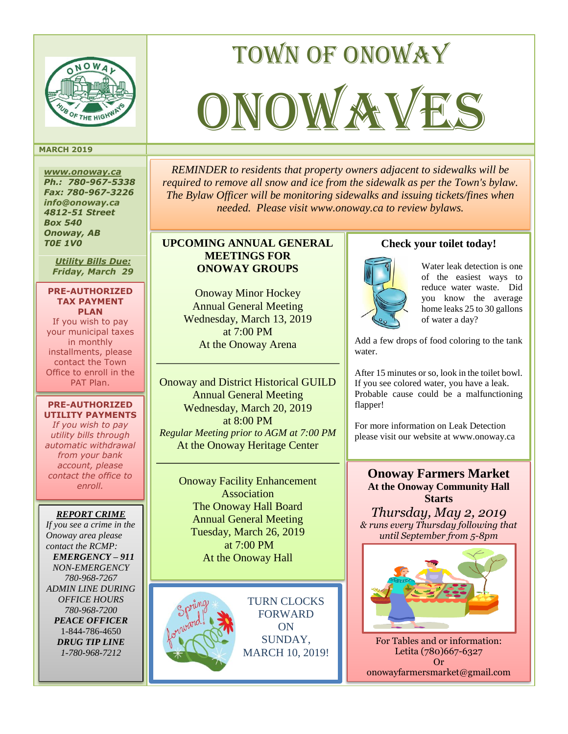# TOWN OF ONOWAY

# ONOWAVES

**MARCH 2019**

***www.onoway.ca***
***Ph.: 780-967-5338***
***Fax: 780-967-3226***
***info@onoway.ca***
***4812-51 Street***
***Box 540***
***Onoway, AB***
***T0E 1V0***

***Utility Bills Due:***
***Friday, March 29***

**PRE-AUTHORIZED TAX PAYMENT PLAN**

If you wish to pay your municipal taxes in monthly installments, please contact the Town Office to enroll in the PAT Plan.

**PRE-AUTHORIZED UTILITY PAYMENTS**

*If you wish to pay utility bills through automatic withdrawal from your bank account, please contact the office to enroll.*

***REPORT CRIME***

*If you see a crime in the Onoway area please contact the RCMP:*

***EMERGENCY – 911***
*NON-EMERGENCY 780-968-7267*
*ADMIN LINE DURING OFFICE HOURS 780-968-7200*
***PEACE OFFICER*** 1-844-786-4650
***DRUG TIP LINE*** *1-780-968-7212*

---

*REMINDER to residents that property owners adjacent to sidewalks will be required to remove all snow and ice from the sidewalk as per the Town's bylaw. The Bylaw Officer will be monitoring sidewalks and issuing tickets/fines when needed. Please visit www.onoway.ca to review bylaws.*

## UPCOMING ANNUAL GENERAL MEETINGS FOR ONOWAY GROUPS

Onoway Minor Hockey
Annual General Meeting
Wednesday, March 13, 2019
at 7:00 PM
At the Onoway Arena

---

Onoway and District Historical GUILD
Annual General Meeting
Wednesday, March 20, 2019
at 8:00 PM
*Regular Meeting prior to AGM at 7:00 PM*
At the Onoway Heritage Center

---

Onoway Facility Enhancement Association
The Onoway Hall Board
Annual General Meeting
Tuesday, March 26, 2019
at 7:00 PM
At the Onoway Hall

---

Spring forward!

TURN CLOCKS FORWARD ON SUNDAY, MARCH 10, 2019!

## Check your toilet today!

Water leak detection is one of the easiest ways to reduce water waste. Did you know the average home leaks 25 to 30 gallons of water a day?

Add a few drops of food coloring to the tank water.

After 15 minutes or so, look in the toilet bowl. If you see colored water, you have a leak. Probable cause could be a malfunctioning flapper!

For more information on Leak Detection please visit our website at www.onoway.ca

## Onoway Farmers Market

**At the Onoway Community Hall**
**Starts**

*Thursday, May 2, 2019*

*& runs every Thursday following that until September from 5-8pm*

For Tables and or information:
Letita (780)667-6327
Or
onowayfarmersmarket@gmail.com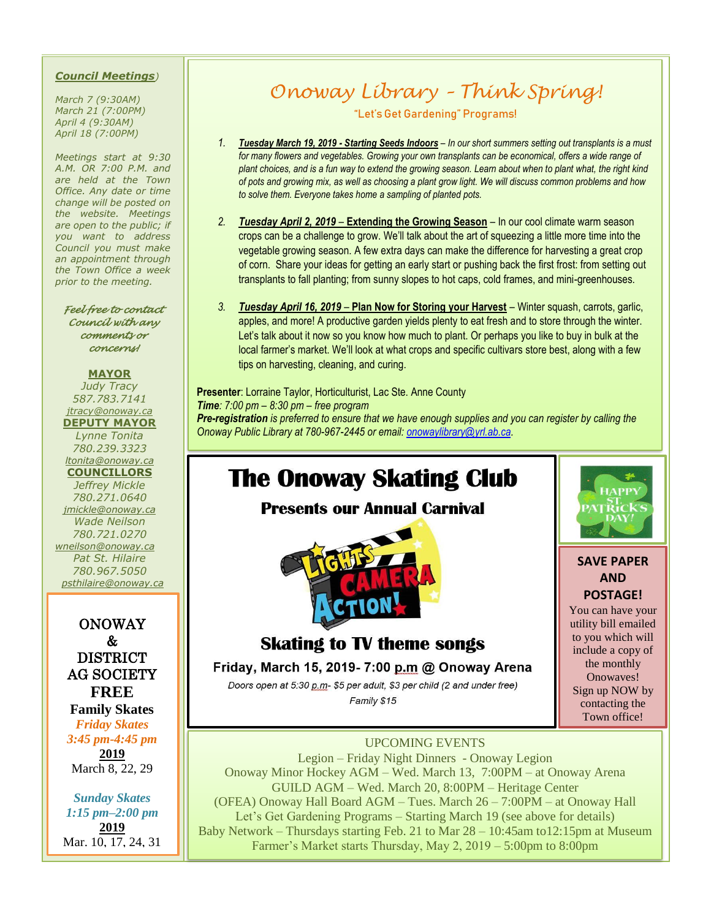***Council Meetings***)

*March 7 (9:30AM)*
*March 21 (7:00PM)*
*April 4 (9:30AM)*
*April 18 (7:00PM)*

*Meetings start at 9:30 A.M. OR 7:00 P.M. and are held at the Town Office. Any date or time change will be posted on the website. Meetings are open to the public; if you want to address Council you must make an appointment through the Town Office a week prior to the meeting.*

*Feel free to contact Council with any comments or concerns!*

**MAYOR**
*Judy Tracy*
*587.783.7141*
*jtracy@onoway.ca*

**DEPUTY MAYOR**
*Lynne Tonita*
*780.239.3323*
*ltonita@onoway.ca*

**COUNCILLORS**
*Jeffrey Mickle*
*780.271.0640*
*jmickle@onoway.ca*
*Wade Neilson*
*780.721.0270*
*wneilson@onoway.ca*
*Pat St. Hilaire*
*780.967.5050*
*psthilaire@onoway.ca*

ONOWAY & DISTRICT AG SOCIETY
**FREE**
**Family Skates**

***Friday Skates***
***3:45 pm-4:45 pm***
**2019**
March 8, 22, 29

***Sunday Skates***
***1:15 pm–2:00 pm***
**2019**
Mar. 10, 17, 24, 31

# Onoway Library - Think Spring!

"Let's Get Gardening" Programs!

1. ***Tuesday March 19, 2019 - Starting Seeds Indoors*** – *In our short summers setting out transplants is a must for many flowers and vegetables. Growing your own transplants can be economical, offers a wide range of plant choices, and is a fun way to extend the growing season. Learn about when to plant what, the right kind of pots and growing mix, as well as choosing a plant grow light. We will discuss common problems and how to solve them. Everyone takes home a sampling of planted pots.*

2. ***Tuesday April 2, 2019*** – **Extending the Growing Season** – In our cool climate warm season crops can be a challenge to grow. We'll talk about the art of squeezing a little more time into the vegetable growing season. A few extra days can make the difference for harvesting a great crop of corn. Share your ideas for getting an early start or pushing back the first frost: from setting out transplants to fall planting; from sunny slopes to hot caps, cold frames, and mini-greenhouses.

3. ***Tuesday April 16, 2019*** – **Plan Now for Storing your Harvest** – Winter squash, carrots, garlic, apples, and more! A productive garden yields plenty to eat fresh and to store through the winter. Let's talk about it now so you know how much to plant. Or perhaps you like to buy in bulk at the local farmer's market. We'll look at what crops and specific cultivars store best, along with a few tips on harvesting, cleaning, and curing.

**Presenter**: Lorraine Taylor, Horticulturist, Lac Ste. Anne County
***Time***: *7:00 pm – 8:30 pm – free program*
***Pre-registration*** *is preferred to ensure that we have enough supplies and you can register by calling the Onoway Public Library at 780-967-2445 or email: onowaylibrary@yrl.ab.ca.*

# The Onoway Skating Club

## Presents our Annual Carnival

LIGHTS CAMERA ACTION!

## Skating to TV theme songs

**Friday, March 15, 2019- 7:00 p.m @ Onoway Arena**

*Doors open at 5:30 p.m- $5 per adult, $3 per child (2 and under free)*
*Family $15*

HAPPY ST. PATRICK'S DAY!

**SAVE PAPER AND POSTAGE!**

You can have your utility bill emailed to you which will include a copy of the monthly Onowaves! Sign up NOW by contacting the Town office!

UPCOMING EVENTS

Legion – Friday Night Dinners - Onoway Legion
Onoway Minor Hockey AGM – Wed. March 13, 7:00PM – at Onoway Arena
GUILD AGM – Wed. March 20, 8:00PM – Heritage Center
(OFEA) Onoway Hall Board AGM – Tues. March 26 – 7:00PM – at Onoway Hall
Let's Get Gardening Programs – Starting March 19 (see above for details)
Baby Network – Thursdays starting Feb. 21 to Mar 28 – 10:45am to12:15pm at Museum
Farmer's Market starts Thursday, May 2, 2019 – 5:00pm to 8:00pm